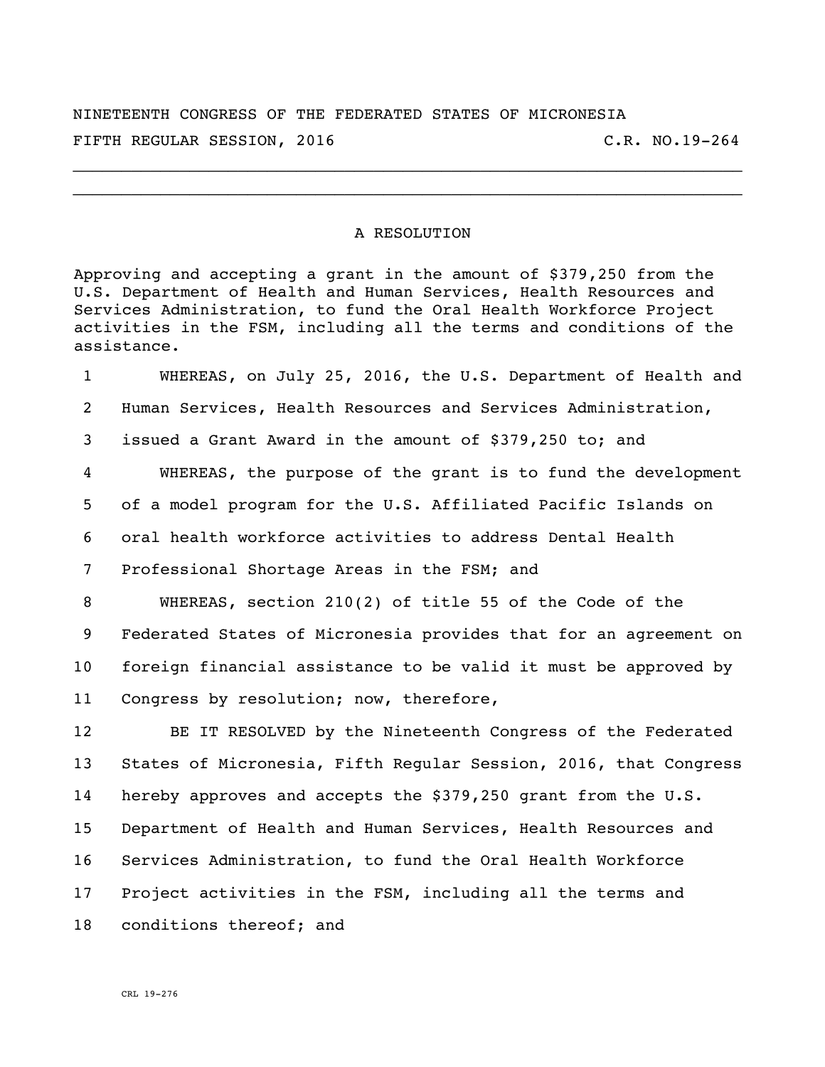NINETEENTH CONGRESS OF THE FEDERATED STATES OF MICRONESIA

FIFTH REGULAR SESSION, 2016 C.R. NO.19-264

---

## A RESOLUTION

Approving and accepting a grant in the amount of $379,250 from the U.S. Department of Health and Human Services, Health Resources and Services Administration, to fund the Oral Health Workforce Project activities in the FSM, including all the terms and conditions of the assistance.

1 WHEREAS, on July 25, 2016, the U.S. Department of Health and
2 Human Services, Health Resources and Services Administration,
3 issued a Grant Award in the amount of $379,250 to; and
4 WHEREAS, the purpose of the grant is to fund the development
5 of a model program for the U.S. Affiliated Pacific Islands on
6 oral health workforce activities to address Dental Health
7 Professional Shortage Areas in the FSM; and
8 WHEREAS, section 210(2) of title 55 of the Code of the
9 Federated States of Micronesia provides that for an agreement on
10 foreign financial assistance to be valid it must be approved by
11 Congress by resolution; now, therefore,
12 BE IT RESOLVED by the Nineteenth Congress of the Federated
13 States of Micronesia, Fifth Regular Session, 2016, that Congress
14 hereby approves and accepts the $379,250 grant from the U.S.
15 Department of Health and Human Services, Health Resources and
16 Services Administration, to fund the Oral Health Workforce
17 Project activities in the FSM, including all the terms and
18 conditions thereof; and

CRL 19-276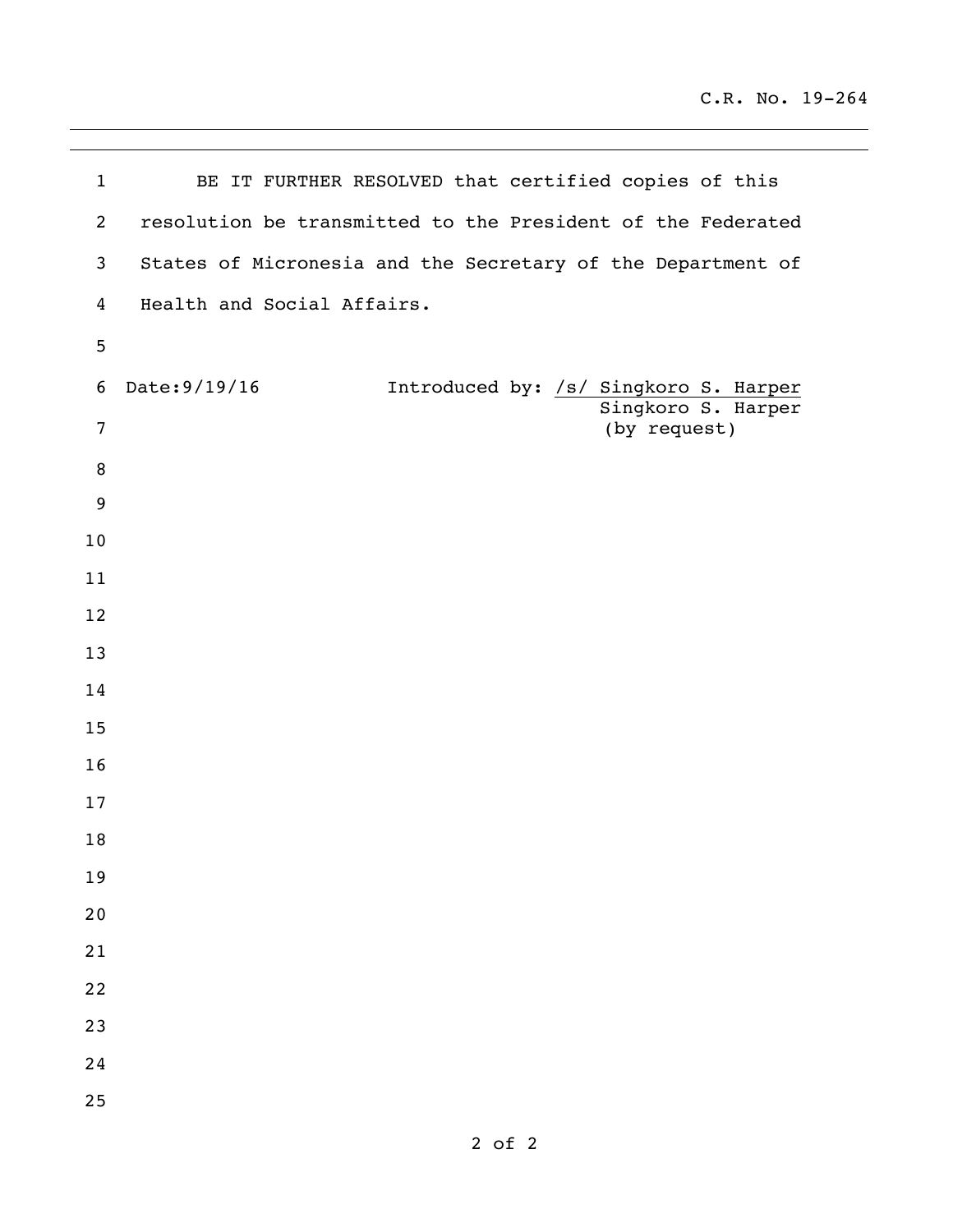BE IT FURTHER RESOLVED that certified copies of this resolution be transmitted to the President of the Federated States of Micronesia and the Secretary of the Department of Health and Social Affairs.

Date: 9/19/16

Introduced by: /s/ Singkoro S. Harper
Singkoro S. Harper
(by request)